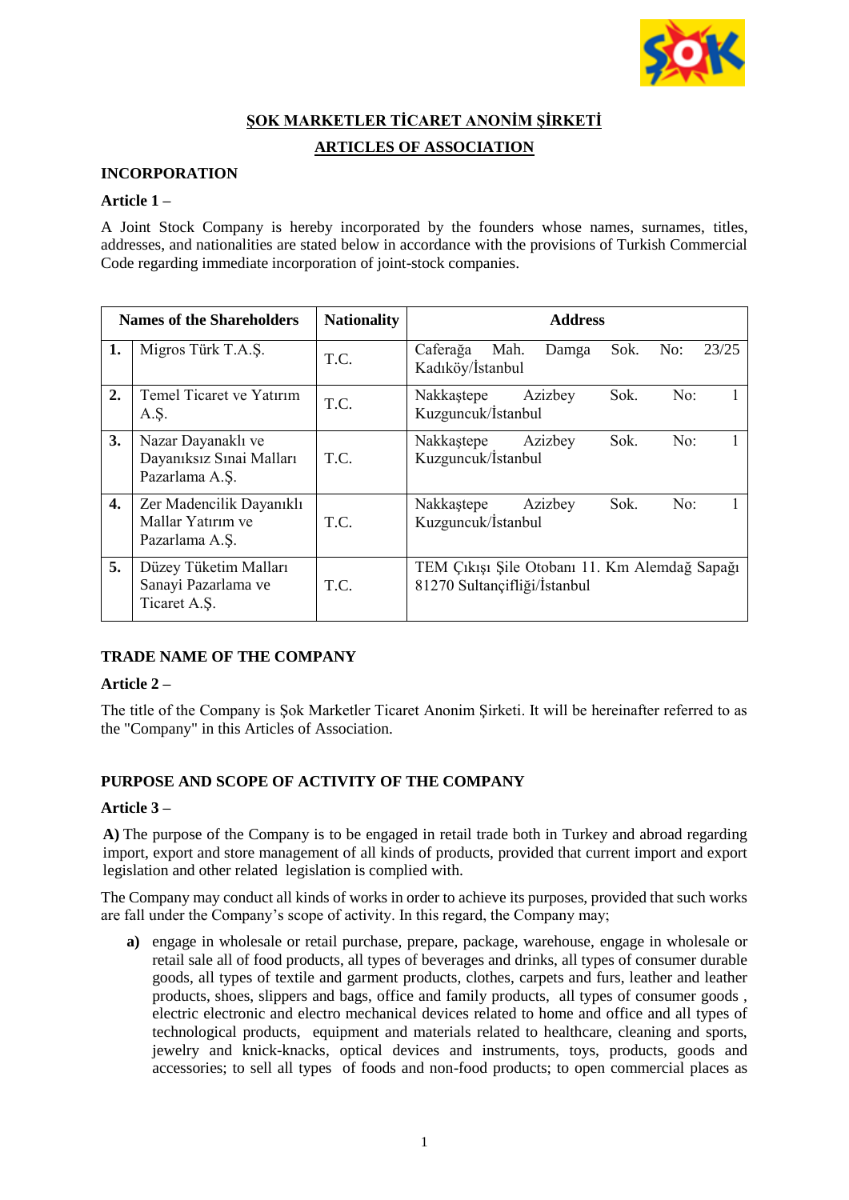## ŞOK MARKETLER TİCARET ANONİM ŞİRKETİ

## ARTICLES OF ASSOCIATION

### INCORPORATION

**Article 1 –**

A Joint Stock Company is hereby incorporated by the founders whose names, surnames, titles, addresses, and nationalities are stated below in accordance with the provisions of Turkish Commercial Code regarding immediate incorporation of joint-stock companies.

| | Names of the Shareholders | Nationality | Address |
|---|---|---|---|
| **1.** | Migros Türk T.A.Ş. | T.C. | Caferağa Mah. Damga Sok. No: 23/25 Kadıköy/İstanbul |
| **2.** | Temel Ticaret ve Yatırım A.Ş. | T.C. | Nakkaştepe Azizbey Sok. No: 1 Kuzguncuk/İstanbul |
| **3.** | Nazar Dayanaklı ve Dayanıksız Sınai Malları Pazarlama A.Ş. | T.C. | Nakkaştepe Azizbey Sok. No: 1 Kuzguncuk/İstanbul |
| **4.** | Zer Madencilik Dayanıklı Mallar Yatırım ve Pazarlama A.Ş. | T.C. | Nakkaştepe Azizbey Sok. No: 1 Kuzguncuk/İstanbul |
| **5.** | Düzey Tüketim Malları Sanayi Pazarlama ve Ticaret A.Ş. | T.C. | TEM Çıkışı Şile Otobanı 11. Km Alemdağ Sapağı 81270 Sultançifliği/İstanbul |

### TRADE NAME OF THE COMPANY

**Article 2 –**

The title of the Company is Şok Marketler Ticaret Anonim Şirketi. It will be hereinafter referred to as the "Company" in this Articles of Association.

### PURPOSE AND SCOPE OF ACTIVITY OF THE COMPANY

**Article 3 –**

**A)** The purpose of the Company is to be engaged in retail trade both in Turkey and abroad regarding import, export and store management of all kinds of products, provided that current import and export legislation and other related legislation is complied with.

The Company may conduct all kinds of works in order to achieve its purposes, provided that such works are fall under the Company's scope of activity. In this regard, the Company may;

**a)** engage in wholesale or retail purchase, prepare, package, warehouse, engage in wholesale or retail sale all of food products, all types of beverages and drinks, all types of consumer durable goods, all types of textile and garment products, clothes, carpets and furs, leather and leather products, shoes, slippers and bags, office and family products, all types of consumer goods , electric electronic and electro mechanical devices related to home and office and all types of technological products, equipment and materials related to healthcare, cleaning and sports, jewelry and knick-knacks, optical devices and instruments, toys, products, goods and accessories; to sell all types of foods and non-food products; to open commercial places as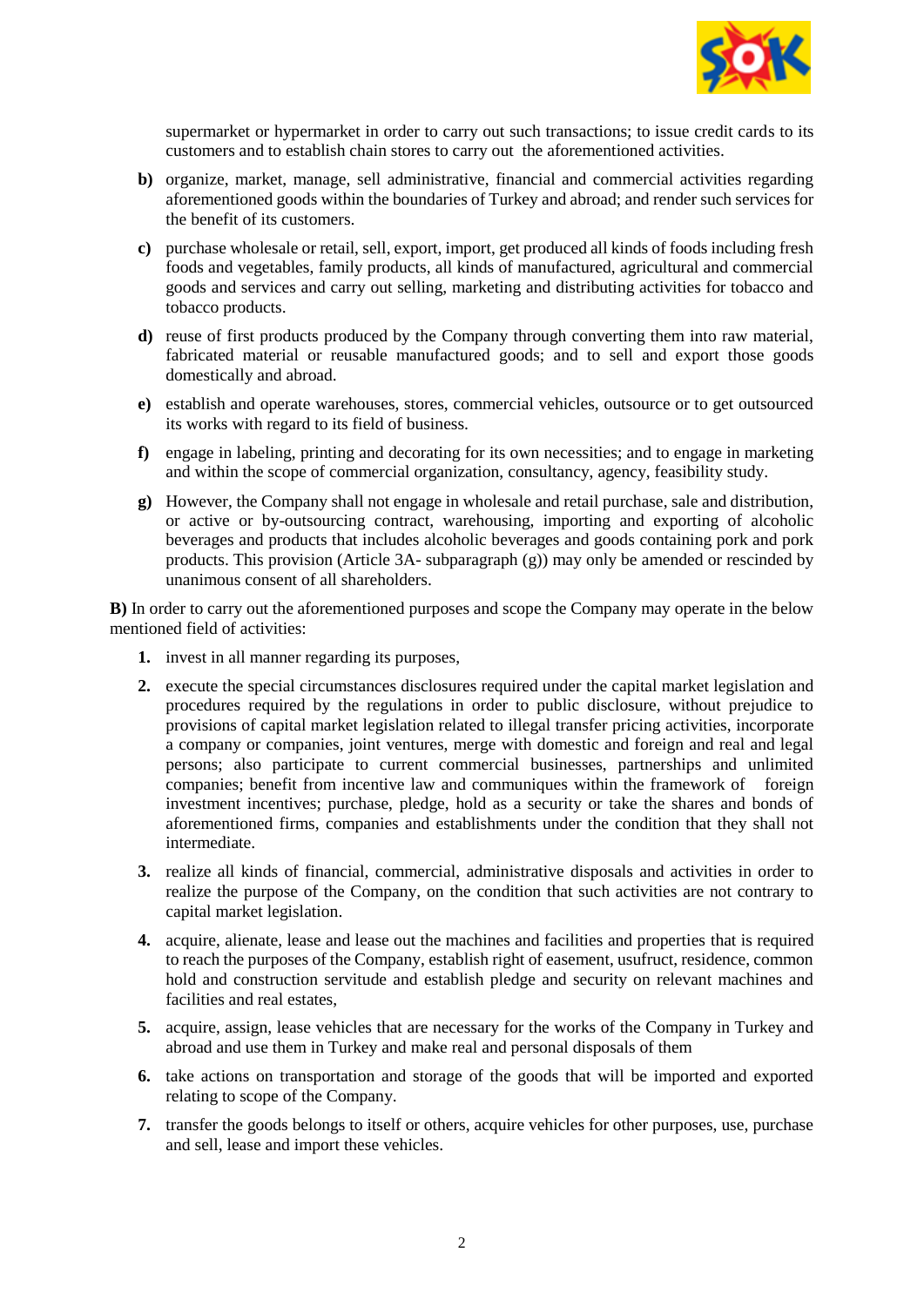supermarket or hypermarket in order to carry out such transactions; to issue credit cards to its customers and to establish chain stores to carry out the aforementioned activities.

- **b)** organize, market, manage, sell administrative, financial and commercial activities regarding aforementioned goods within the boundaries of Turkey and abroad; and render such services for the benefit of its customers.
- **c)** purchase wholesale or retail, sell, export, import, get produced all kinds of foods including fresh foods and vegetables, family products, all kinds of manufactured, agricultural and commercial goods and services and carry out selling, marketing and distributing activities for tobacco and tobacco products.
- **d)** reuse of first products produced by the Company through converting them into raw material, fabricated material or reusable manufactured goods; and to sell and export those goods domestically and abroad.
- **e)** establish and operate warehouses, stores, commercial vehicles, outsource or to get outsourced its works with regard to its field of business.
- **f)** engage in labeling, printing and decorating for its own necessities; and to engage in marketing and within the scope of commercial organization, consultancy, agency, feasibility study.
- **g)** However, the Company shall not engage in wholesale and retail purchase, sale and distribution, or active or by-outsourcing contract, warehousing, importing and exporting of alcoholic beverages and products that includes alcoholic beverages and goods containing pork and pork products. This provision (Article 3A- subparagraph (g)) may only be amended or rescinded by unanimous consent of all shareholders.

**B)** In order to carry out the aforementioned purposes and scope the Company may operate in the below mentioned field of activities:

1. invest in all manner regarding its purposes,
2. execute the special circumstances disclosures required under the capital market legislation and procedures required by the regulations in order to public disclosure, without prejudice to provisions of capital market legislation related to illegal transfer pricing activities, incorporate a company or companies, joint ventures, merge with domestic and foreign and real and legal persons; also participate to current commercial businesses, partnerships and unlimited companies; benefit from incentive law and communiques within the framework of foreign investment incentives; purchase, pledge, hold as a security or take the shares and bonds of aforementioned firms, companies and establishments under the condition that they shall not intermediate.
3. realize all kinds of financial, commercial, administrative disposals and activities in order to realize the purpose of the Company, on the condition that such activities are not contrary to capital market legislation.
4. acquire, alienate, lease and lease out the machines and facilities and properties that is required to reach the purposes of the Company, establish right of easement, usufruct, residence, common hold and construction servitude and establish pledge and security on relevant machines and facilities and real estates,
5. acquire, assign, lease vehicles that are necessary for the works of the Company in Turkey and abroad and use them in Turkey and make real and personal disposals of them
6. take actions on transportation and storage of the goods that will be imported and exported relating to scope of the Company.
7. transfer the goods belongs to itself or others, acquire vehicles for other purposes, use, purchase and sell, lease and import these vehicles.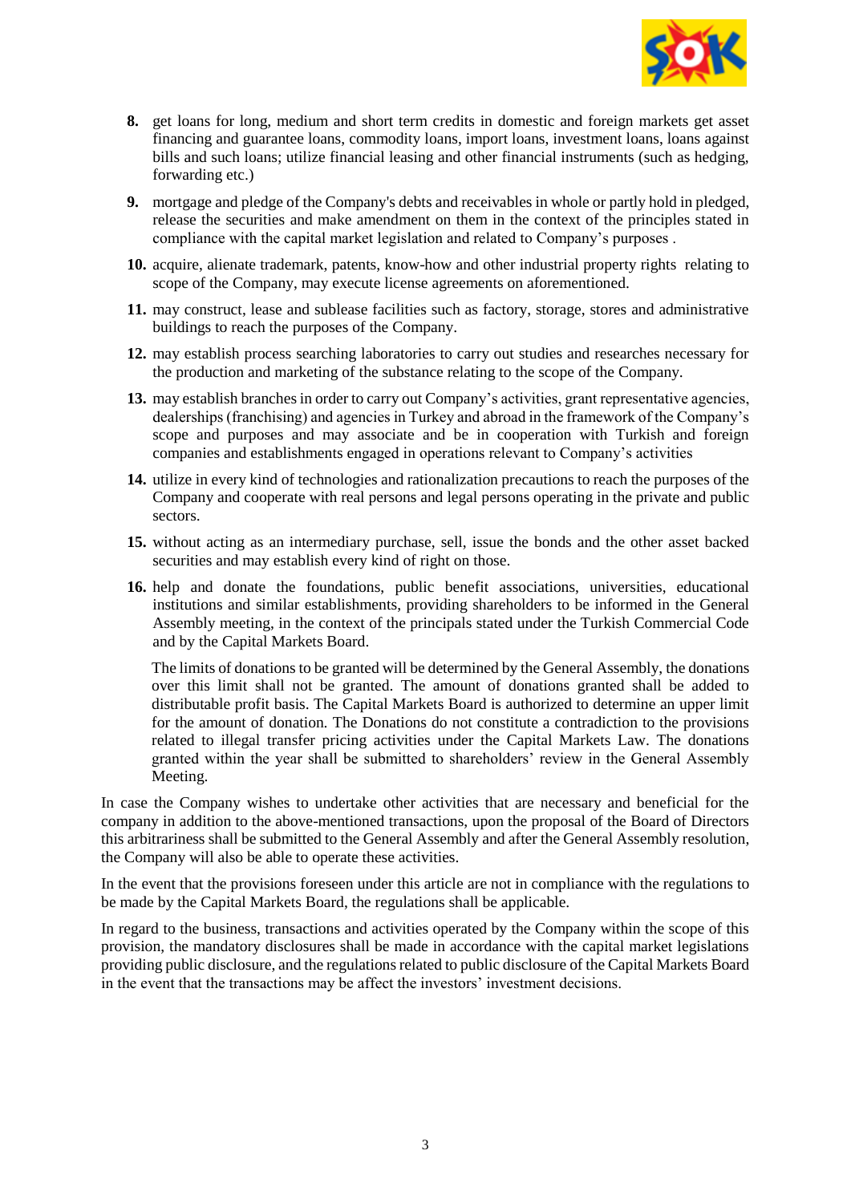8. get loans for long, medium and short term credits in domestic and foreign markets get asset financing and guarantee loans, commodity loans, import loans, investment loans, loans against bills and such loans; utilize financial leasing and other financial instruments (such as hedging, forwarding etc.)
9. mortgage and pledge of the Company's debts and receivables in whole or partly hold in pledged, release the securities and make amendment on them in the context of the principles stated in compliance with the capital market legislation and related to Company's purposes .
10. acquire, alienate trademark, patents, know-how and other industrial property rights relating to scope of the Company, may execute license agreements on aforementioned.
11. may construct, lease and sublease facilities such as factory, storage, stores and administrative buildings to reach the purposes of the Company.
12. may establish process searching laboratories to carry out studies and researches necessary for the production and marketing of the substance relating to the scope of the Company.
13. may establish branches in order to carry out Company's activities, grant representative agencies, dealerships (franchising) and agencies in Turkey and abroad in the framework of the Company's scope and purposes and may associate and be in cooperation with Turkish and foreign companies and establishments engaged in operations relevant to Company's activities
14. utilize in every kind of technologies and rationalization precautions to reach the purposes of the Company and cooperate with real persons and legal persons operating in the private and public sectors.
15. without acting as an intermediary purchase, sell, issue the bonds and the other asset backed securities and may establish every kind of right on those.
16. help and donate the foundations, public benefit associations, universities, educational institutions and similar establishments, providing shareholders to be informed in the General Assembly meeting, in the context of the principals stated under the Turkish Commercial Code and by the Capital Markets Board.

    The limits of donations to be granted will be determined by the General Assembly, the donations over this limit shall not be granted. The amount of donations granted shall be added to distributable profit basis. The Capital Markets Board is authorized to determine an upper limit for the amount of donation. The Donations do not constitute a contradiction to the provisions related to illegal transfer pricing activities under the Capital Markets Law. The donations granted within the year shall be submitted to shareholders' review in the General Assembly Meeting.

In case the Company wishes to undertake other activities that are necessary and beneficial for the company in addition to the above-mentioned transactions, upon the proposal of the Board of Directors this arbitrariness shall be submitted to the General Assembly and after the General Assembly resolution, the Company will also be able to operate these activities.

In the event that the provisions foreseen under this article are not in compliance with the regulations to be made by the Capital Markets Board, the regulations shall be applicable.

In regard to the business, transactions and activities operated by the Company within the scope of this provision, the mandatory disclosures shall be made in accordance with the capital market legislations providing public disclosure, and the regulations related to public disclosure of the Capital Markets Board in the event that the transactions may be affect the investors' investment decisions.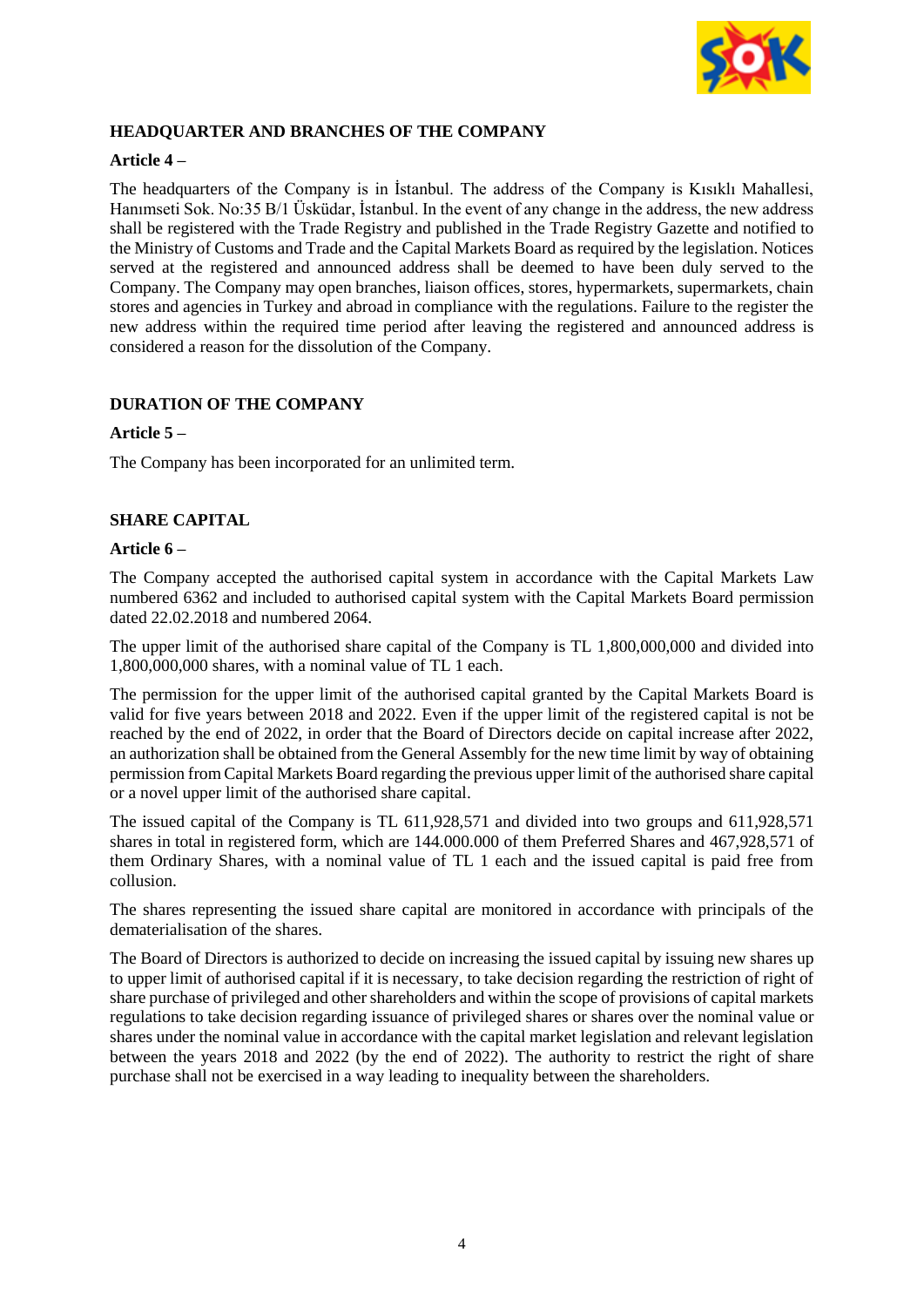## HEADQUARTER AND BRANCHES OF THE COMPANY

**Article 4 –**

The headquarters of the Company is in İstanbul. The address of the Company is Kısıklı Mahallesi, Hanımseti Sok. No:35 B/1 Üsküdar, İstanbul. In the event of any change in the address, the new address shall be registered with the Trade Registry and published in the Trade Registry Gazette and notified to the Ministry of Customs and Trade and the Capital Markets Board as required by the legislation. Notices served at the registered and announced address shall be deemed to have been duly served to the Company. The Company may open branches, liaison offices, stores, hypermarkets, supermarkets, chain stores and agencies in Turkey and abroad in compliance with the regulations. Failure to the register the new address within the required time period after leaving the registered and announced address is considered a reason for the dissolution of the Company.

## DURATION OF THE COMPANY

**Article 5 –**

The Company has been incorporated for an unlimited term.

## SHARE CAPITAL

**Article 6 –**

The Company accepted the authorised capital system in accordance with the Capital Markets Law numbered 6362 and included to authorised capital system with the Capital Markets Board permission dated 22.02.2018 and numbered 2064.

The upper limit of the authorised share capital of the Company is TL 1,800,000,000 and divided into 1,800,000,000 shares, with a nominal value of TL 1 each.

The permission for the upper limit of the authorised capital granted by the Capital Markets Board is valid for five years between 2018 and 2022. Even if the upper limit of the registered capital is not be reached by the end of 2022, in order that the Board of Directors decide on capital increase after 2022, an authorization shall be obtained from the General Assembly for the new time limit by way of obtaining permission from Capital Markets Board regarding the previous upper limit of the authorised share capital or a novel upper limit of the authorised share capital.

The issued capital of the Company is TL 611,928,571 and divided into two groups and 611,928,571 shares in total in registered form, which are 144.000.000 of them Preferred Shares and 467,928,571 of them Ordinary Shares, with a nominal value of TL 1 each and the issued capital is paid free from collusion.

The shares representing the issued share capital are monitored in accordance with principals of the dematerialisation of the shares.

The Board of Directors is authorized to decide on increasing the issued capital by issuing new shares up to upper limit of authorised capital if it is necessary, to take decision regarding the restriction of right of share purchase of privileged and other shareholders and within the scope of provisions of capital markets regulations to take decision regarding issuance of privileged shares or shares over the nominal value or shares under the nominal value in accordance with the capital market legislation and relevant legislation between the years 2018 and 2022 (by the end of 2022). The authority to restrict the right of share purchase shall not be exercised in a way leading to inequality between the shareholders.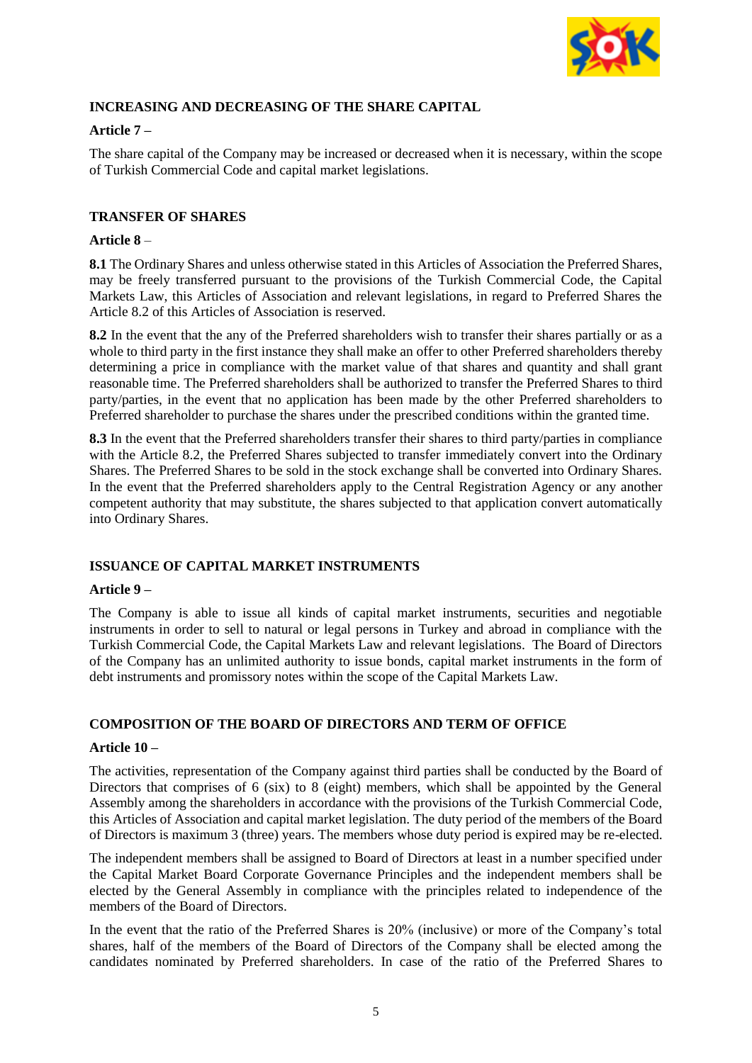**INCREASING AND DECREASING OF THE SHARE CAPITAL**

**Article 7 –**

The share capital of the Company may be increased or decreased when it is necessary, within the scope of Turkish Commercial Code and capital market legislations.

**TRANSFER OF SHARES**

**Article 8** –

**8.1** The Ordinary Shares and unless otherwise stated in this Articles of Association the Preferred Shares, may be freely transferred pursuant to the provisions of the Turkish Commercial Code, the Capital Markets Law, this Articles of Association and relevant legislations, in regard to Preferred Shares the Article 8.2 of this Articles of Association is reserved.

**8.2** In the event that the any of the Preferred shareholders wish to transfer their shares partially or as a whole to third party in the first instance they shall make an offer to other Preferred shareholders thereby determining a price in compliance with the market value of that shares and quantity and shall grant reasonable time. The Preferred shareholders shall be authorized to transfer the Preferred Shares to third party/parties, in the event that no application has been made by the other Preferred shareholders to Preferred shareholder to purchase the shares under the prescribed conditions within the granted time.

**8.3** In the event that the Preferred shareholders transfer their shares to third party/parties in compliance with the Article 8.2, the Preferred Shares subjected to transfer immediately convert into the Ordinary Shares. The Preferred Shares to be sold in the stock exchange shall be converted into Ordinary Shares. In the event that the Preferred shareholders apply to the Central Registration Agency or any another competent authority that may substitute, the shares subjected to that application convert automatically into Ordinary Shares.

**ISSUANCE OF CAPITAL MARKET INSTRUMENTS**

**Article 9 –**

The Company is able to issue all kinds of capital market instruments, securities and negotiable instruments in order to sell to natural or legal persons in Turkey and abroad in compliance with the Turkish Commercial Code, the Capital Markets Law and relevant legislations. The Board of Directors of the Company has an unlimited authority to issue bonds, capital market instruments in the form of debt instruments and promissory notes within the scope of the Capital Markets Law.

**COMPOSITION OF THE BOARD OF DIRECTORS AND TERM OF OFFICE**

**Article 10 –**

The activities, representation of the Company against third parties shall be conducted by the Board of Directors that comprises of 6 (six) to 8 (eight) members, which shall be appointed by the General Assembly among the shareholders in accordance with the provisions of the Turkish Commercial Code, this Articles of Association and capital market legislation. The duty period of the members of the Board of Directors is maximum 3 (three) years. The members whose duty period is expired may be re-elected.

The independent members shall be assigned to Board of Directors at least in a number specified under the Capital Market Board Corporate Governance Principles and the independent members shall be elected by the General Assembly in compliance with the principles related to independence of the members of the Board of Directors.

In the event that the ratio of the Preferred Shares is 20% (inclusive) or more of the Company's total shares, half of the members of the Board of Directors of the Company shall be elected among the candidates nominated by Preferred shareholders. In case of the ratio of the Preferred Shares to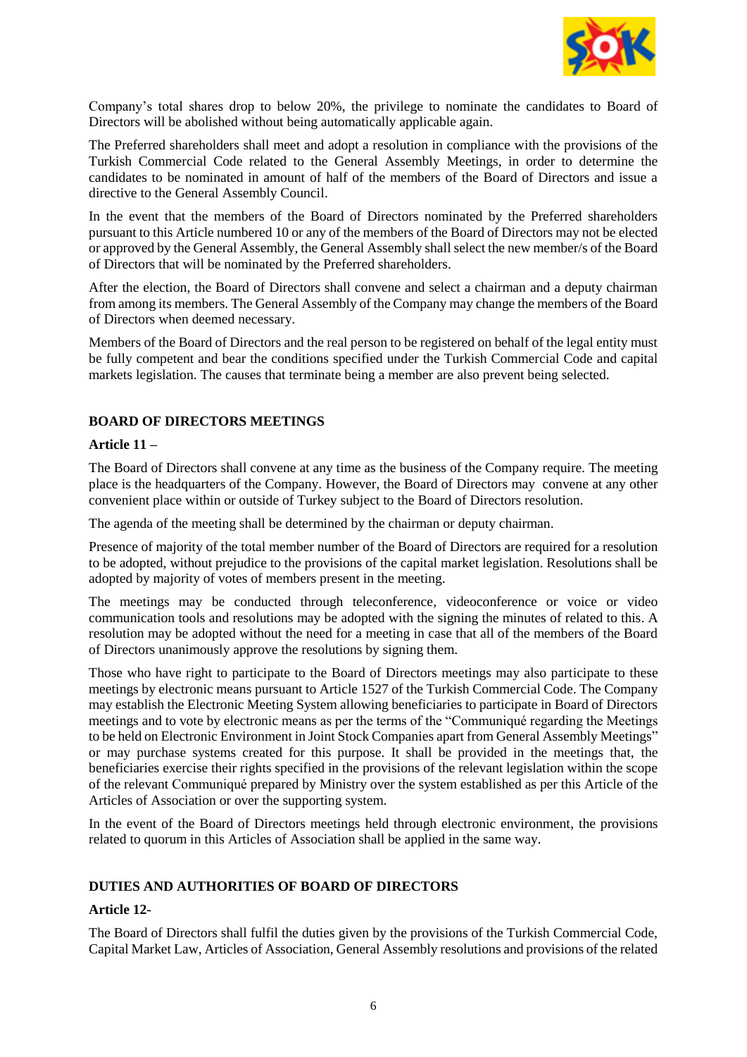Company's total shares drop to below 20%, the privilege to nominate the candidates to Board of Directors will be abolished without being automatically applicable again.

The Preferred shareholders shall meet and adopt a resolution in compliance with the provisions of the Turkish Commercial Code related to the General Assembly Meetings, in order to determine the candidates to be nominated in amount of half of the members of the Board of Directors and issue a directive to the General Assembly Council.

In the event that the members of the Board of Directors nominated by the Preferred shareholders pursuant to this Article numbered 10 or any of the members of the Board of Directors may not be elected or approved by the General Assembly, the General Assembly shall select the new member/s of the Board of Directors that will be nominated by the Preferred shareholders.

After the election, the Board of Directors shall convene and select a chairman and a deputy chairman from among its members. The General Assembly of the Company may change the members of the Board of Directors when deemed necessary.

Members of the Board of Directors and the real person to be registered on behalf of the legal entity must be fully competent and bear the conditions specified under the Turkish Commercial Code and capital markets legislation. The causes that terminate being a member are also prevent being selected.

## BOARD OF DIRECTORS MEETINGS

**Article 11 –**

The Board of Directors shall convene at any time as the business of the Company require. The meeting place is the headquarters of the Company. However, the Board of Directors may convene at any other convenient place within or outside of Turkey subject to the Board of Directors resolution.

The agenda of the meeting shall be determined by the chairman or deputy chairman.

Presence of majority of the total member number of the Board of Directors are required for a resolution to be adopted, without prejudice to the provisions of the capital market legislation. Resolutions shall be adopted by majority of votes of members present in the meeting.

The meetings may be conducted through teleconference, videoconference or voice or video communication tools and resolutions may be adopted with the signing the minutes of related to this. A resolution may be adopted without the need for a meeting in case that all of the members of the Board of Directors unanimously approve the resolutions by signing them.

Those who have right to participate to the Board of Directors meetings may also participate to these meetings by electronic means pursuant to Article 1527 of the Turkish Commercial Code. The Company may establish the Electronic Meeting System allowing beneficiaries to participate in Board of Directors meetings and to vote by electronic means as per the terms of the "Communiqué regarding the Meetings to be held on Electronic Environment in Joint Stock Companies apart from General Assembly Meetings" or may purchase systems created for this purpose. It shall be provided in the meetings that, the beneficiaries exercise their rights specified in the provisions of the relevant legislation within the scope of the relevant Communiqué prepared by Ministry over the system established as per this Article of the Articles of Association or over the supporting system.

In the event of the Board of Directors meetings held through electronic environment, the provisions related to quorum in this Articles of Association shall be applied in the same way.

## DUTIES AND AUTHORITIES OF BOARD OF DIRECTORS

**Article 12-**

The Board of Directors shall fulfil the duties given by the provisions of the Turkish Commercial Code, Capital Market Law, Articles of Association, General Assembly resolutions and provisions of the related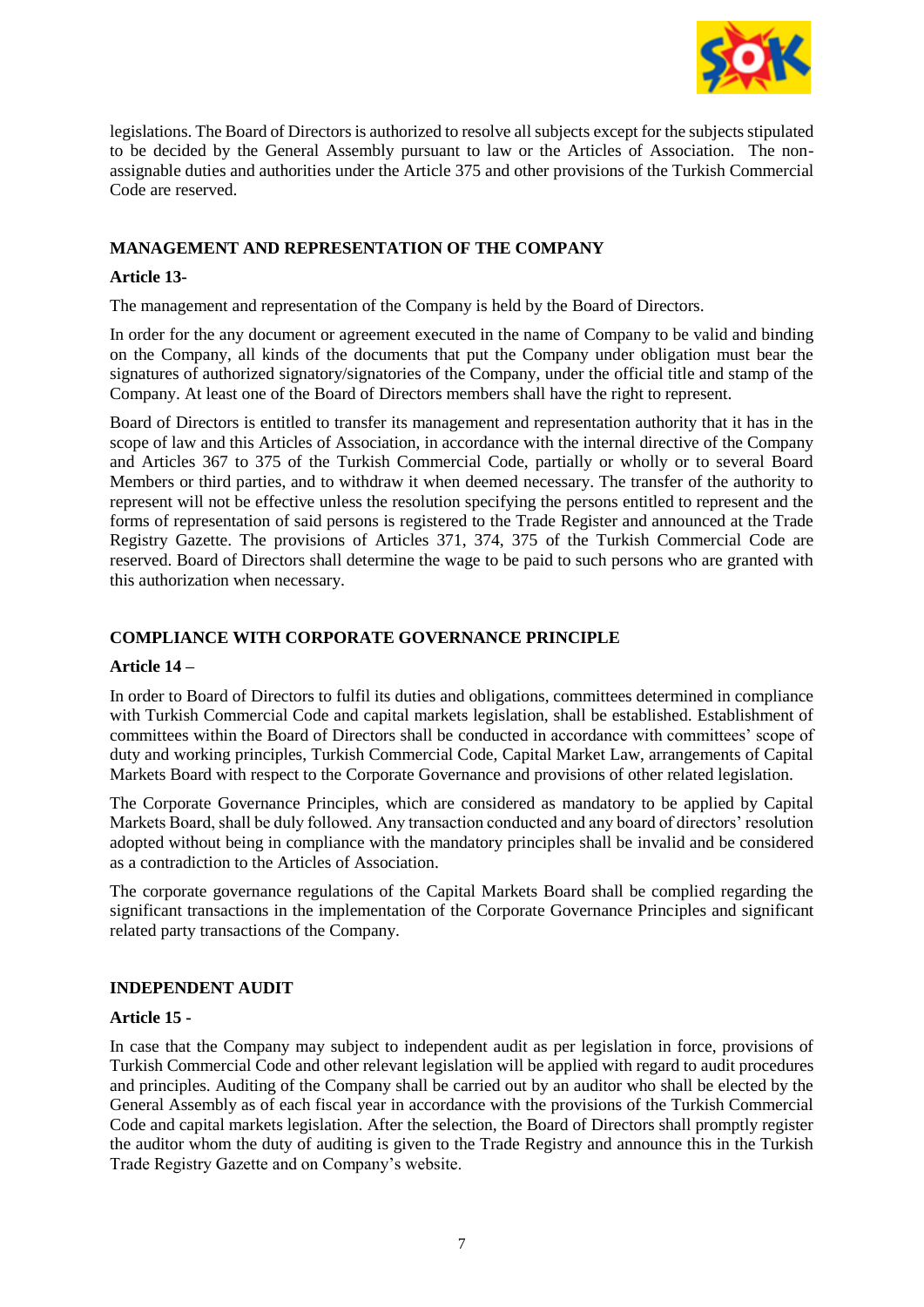legislations. The Board of Directors is authorized to resolve all subjects except for the subjects stipulated to be decided by the General Assembly pursuant to law or the Articles of Association. The non-assignable duties and authorities under the Article 375 and other provisions of the Turkish Commercial Code are reserved.

## MANAGEMENT AND REPRESENTATION OF THE COMPANY

**Article 13-**

The management and representation of the Company is held by the Board of Directors.

In order for the any document or agreement executed in the name of Company to be valid and binding on the Company, all kinds of the documents that put the Company under obligation must bear the signatures of authorized signatory/signatories of the Company, under the official title and stamp of the Company. At least one of the Board of Directors members shall have the right to represent.

Board of Directors is entitled to transfer its management and representation authority that it has in the scope of law and this Articles of Association, in accordance with the internal directive of the Company and Articles 367 to 375 of the Turkish Commercial Code, partially or wholly or to several Board Members or third parties, and to withdraw it when deemed necessary. The transfer of the authority to represent will not be effective unless the resolution specifying the persons entitled to represent and the forms of representation of said persons is registered to the Trade Register and announced at the Trade Registry Gazette. The provisions of Articles 371, 374, 375 of the Turkish Commercial Code are reserved. Board of Directors shall determine the wage to be paid to such persons who are granted with this authorization when necessary.

## COMPLIANCE WITH CORPORATE GOVERNANCE PRINCIPLE

**Article 14 –**

In order to Board of Directors to fulfil its duties and obligations, committees determined in compliance with Turkish Commercial Code and capital markets legislation, shall be established. Establishment of committees within the Board of Directors shall be conducted in accordance with committees' scope of duty and working principles, Turkish Commercial Code, Capital Market Law, arrangements of Capital Markets Board with respect to the Corporate Governance and provisions of other related legislation.

The Corporate Governance Principles, which are considered as mandatory to be applied by Capital Markets Board, shall be duly followed. Any transaction conducted and any board of directors' resolution adopted without being in compliance with the mandatory principles shall be invalid and be considered as a contradiction to the Articles of Association.

The corporate governance regulations of the Capital Markets Board shall be complied regarding the significant transactions in the implementation of the Corporate Governance Principles and significant related party transactions of the Company.

## INDEPENDENT AUDIT

**Article 15 -**

In case that the Company may subject to independent audit as per legislation in force, provisions of Turkish Commercial Code and other relevant legislation will be applied with regard to audit procedures and principles. Auditing of the Company shall be carried out by an auditor who shall be elected by the General Assembly as of each fiscal year in accordance with the provisions of the Turkish Commercial Code and capital markets legislation. After the selection, the Board of Directors shall promptly register the auditor whom the duty of auditing is given to the Trade Registry and announce this in the Turkish Trade Registry Gazette and on Company's website.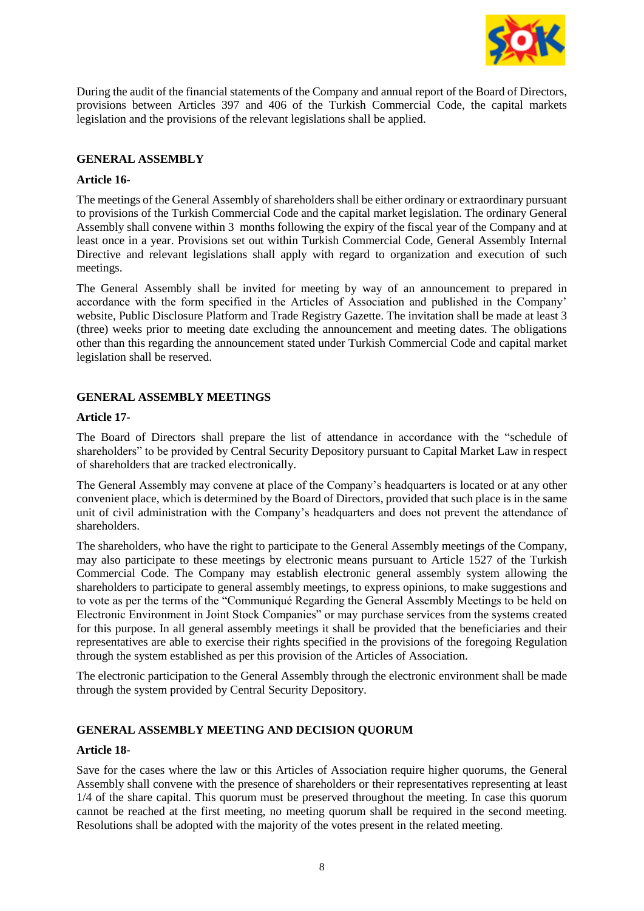During the audit of the financial statements of the Company and annual report of the Board of Directors, provisions between Articles 397 and 406 of the Turkish Commercial Code, the capital markets legislation and the provisions of the relevant legislations shall be applied.

## GENERAL ASSEMBLY

### Article 16-

The meetings of the General Assembly of shareholders shall be either ordinary or extraordinary pursuant to provisions of the Turkish Commercial Code and the capital market legislation. The ordinary General Assembly shall convene within 3 months following the expiry of the fiscal year of the Company and at least once in a year. Provisions set out within Turkish Commercial Code, General Assembly Internal Directive and relevant legislations shall apply with regard to organization and execution of such meetings.

The General Assembly shall be invited for meeting by way of an announcement to prepared in accordance with the form specified in the Articles of Association and published in the Company' website, Public Disclosure Platform and Trade Registry Gazette. The invitation shall be made at least 3 (three) weeks prior to meeting date excluding the announcement and meeting dates. The obligations other than this regarding the announcement stated under Turkish Commercial Code and capital market legislation shall be reserved.

## GENERAL ASSEMBLY MEETINGS

### Article 17-

The Board of Directors shall prepare the list of attendance in accordance with the "schedule of shareholders" to be provided by Central Security Depository pursuant to Capital Market Law in respect of shareholders that are tracked electronically.

The General Assembly may convene at place of the Company's headquarters is located or at any other convenient place, which is determined by the Board of Directors, provided that such place is in the same unit of civil administration with the Company's headquarters and does not prevent the attendance of shareholders.

The shareholders, who have the right to participate to the General Assembly meetings of the Company, may also participate to these meetings by electronic means pursuant to Article 1527 of the Turkish Commercial Code. The Company may establish electronic general assembly system allowing the shareholders to participate to general assembly meetings, to express opinions, to make suggestions and to vote as per the terms of the "Communiqué Regarding the General Assembly Meetings to be held on Electronic Environment in Joint Stock Companies" or may purchase services from the systems created for this purpose. In all general assembly meetings it shall be provided that the beneficiaries and their representatives are able to exercise their rights specified in the provisions of the foregoing Regulation through the system established as per this provision of the Articles of Association.

The electronic participation to the General Assembly through the electronic environment shall be made through the system provided by Central Security Depository.

## GENERAL ASSEMBLY MEETING AND DECISION QUORUM

### Article 18-

Save for the cases where the law or this Articles of Association require higher quorums, the General Assembly shall convene with the presence of shareholders or their representatives representing at least 1/4 of the share capital. This quorum must be preserved throughout the meeting. In case this quorum cannot be reached at the first meeting, no meeting quorum shall be required in the second meeting. Resolutions shall be adopted with the majority of the votes present in the related meeting.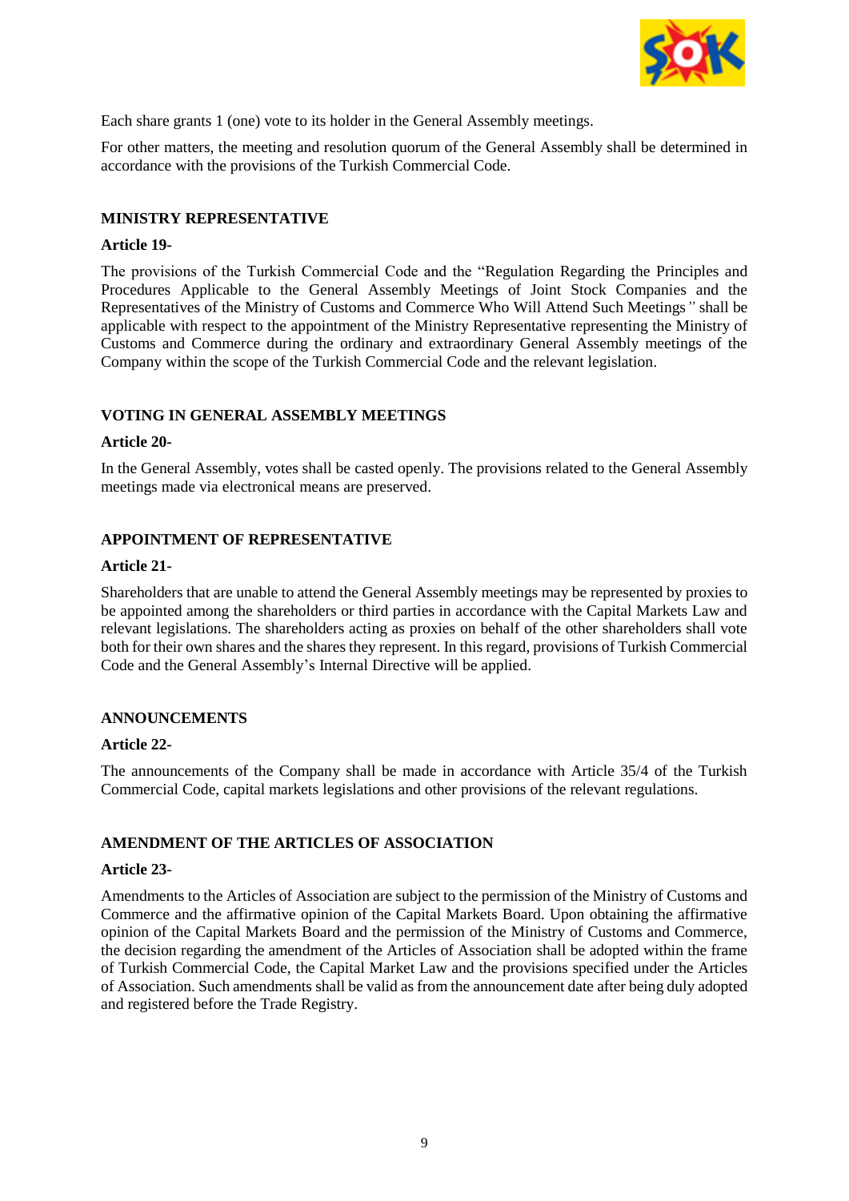Each share grants 1 (one) vote to its holder in the General Assembly meetings.

For other matters, the meeting and resolution quorum of the General Assembly shall be determined in accordance with the provisions of the Turkish Commercial Code.

## MINISTRY REPRESENTATIVE

**Article 19-**

The provisions of the Turkish Commercial Code and the "Regulation Regarding the Principles and Procedures Applicable to the General Assembly Meetings of Joint Stock Companies and the Representatives of the Ministry of Customs and Commerce Who Will Attend Such Meetings*"* shall be applicable with respect to the appointment of the Ministry Representative representing the Ministry of Customs and Commerce during the ordinary and extraordinary General Assembly meetings of the Company within the scope of the Turkish Commercial Code and the relevant legislation.

## VOTING IN GENERAL ASSEMBLY MEETINGS

**Article 20-**

In the General Assembly, votes shall be casted openly. The provisions related to the General Assembly meetings made via electronical means are preserved.

## APPOINTMENT OF REPRESENTATIVE

**Article 21-**

Shareholders that are unable to attend the General Assembly meetings may be represented by proxies to be appointed among the shareholders or third parties in accordance with the Capital Markets Law and relevant legislations. The shareholders acting as proxies on behalf of the other shareholders shall vote both for their own shares and the shares they represent. In this regard, provisions of Turkish Commercial Code and the General Assembly's Internal Directive will be applied.

## ANNOUNCEMENTS

**Article 22-**

The announcements of the Company shall be made in accordance with Article 35/4 of the Turkish Commercial Code, capital markets legislations and other provisions of the relevant regulations.

## AMENDMENT OF THE ARTICLES OF ASSOCIATION

**Article 23-**

Amendments to the Articles of Association are subject to the permission of the Ministry of Customs and Commerce and the affirmative opinion of the Capital Markets Board. Upon obtaining the affirmative opinion of the Capital Markets Board and the permission of the Ministry of Customs and Commerce, the decision regarding the amendment of the Articles of Association shall be adopted within the frame of Turkish Commercial Code, the Capital Market Law and the provisions specified under the Articles of Association. Such amendments shall be valid as from the announcement date after being duly adopted and registered before the Trade Registry.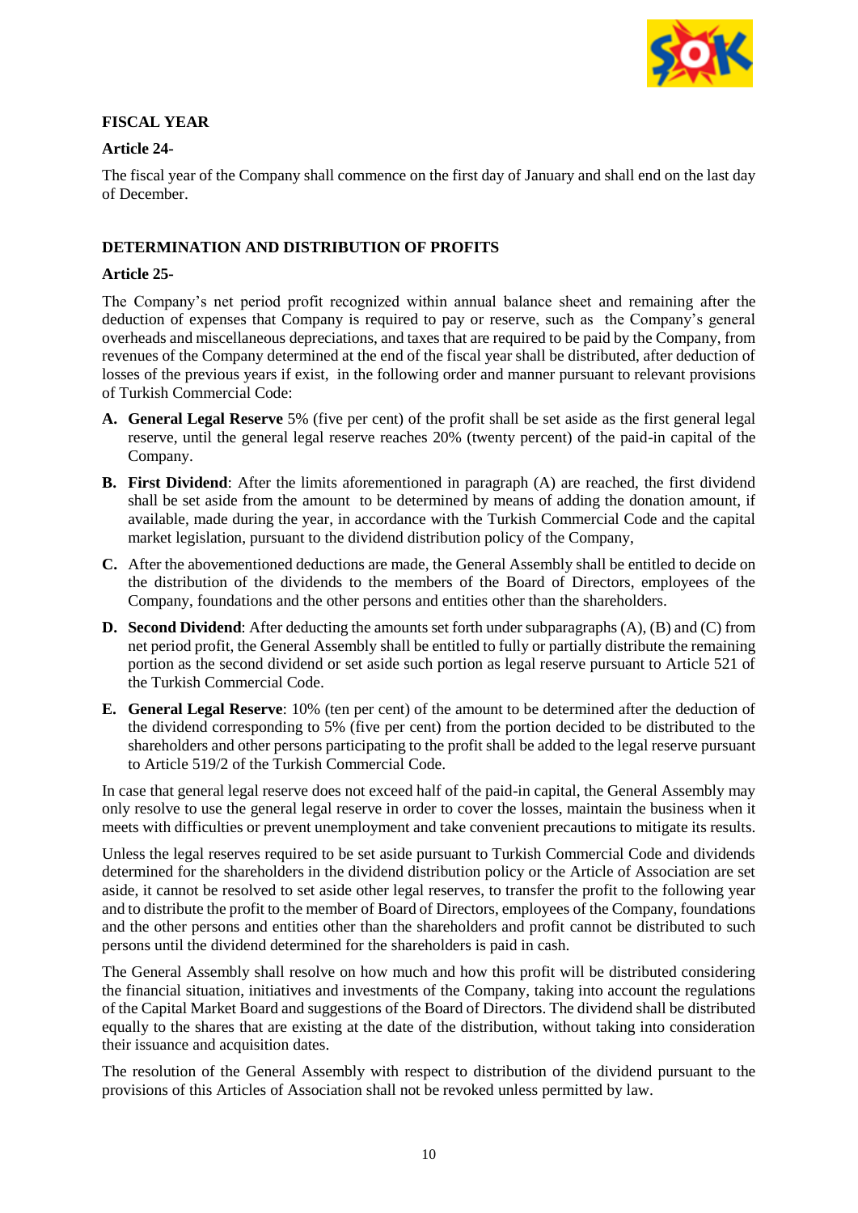## FISCAL YEAR

### Article 24-

The fiscal year of the Company shall commence on the first day of January and shall end on the last day of December.

## DETERMINATION AND DISTRIBUTION OF PROFITS

### Article 25-

The Company's net period profit recognized within annual balance sheet and remaining after the deduction of expenses that Company is required to pay or reserve, such as the Company's general overheads and miscellaneous depreciations, and taxes that are required to be paid by the Company, from revenues of the Company determined at the end of the fiscal year shall be distributed, after deduction of losses of the previous years if exist, in the following order and manner pursuant to relevant provisions of Turkish Commercial Code:

**A. General Legal Reserve** 5% (five per cent) of the profit shall be set aside as the first general legal reserve, until the general legal reserve reaches 20% (twenty percent) of the paid-in capital of the Company.

**B. First Dividend**: After the limits aforementioned in paragraph (A) are reached, the first dividend shall be set aside from the amount to be determined by means of adding the donation amount, if available, made during the year, in accordance with the Turkish Commercial Code and the capital market legislation, pursuant to the dividend distribution policy of the Company,

**C.** After the abovementioned deductions are made, the General Assembly shall be entitled to decide on the distribution of the dividends to the members of the Board of Directors, employees of the Company, foundations and the other persons and entities other than the shareholders.

**D. Second Dividend**: After deducting the amounts set forth under subparagraphs (A), (B) and (C) from net period profit, the General Assembly shall be entitled to fully or partially distribute the remaining portion as the second dividend or set aside such portion as legal reserve pursuant to Article 521 of the Turkish Commercial Code.

**E. General Legal Reserve**: 10% (ten per cent) of the amount to be determined after the deduction of the dividend corresponding to 5% (five per cent) from the portion decided to be distributed to the shareholders and other persons participating to the profit shall be added to the legal reserve pursuant to Article 519/2 of the Turkish Commercial Code.

In case that general legal reserve does not exceed half of the paid-in capital, the General Assembly may only resolve to use the general legal reserve in order to cover the losses, maintain the business when it meets with difficulties or prevent unemployment and take convenient precautions to mitigate its results.

Unless the legal reserves required to be set aside pursuant to Turkish Commercial Code and dividends determined for the shareholders in the dividend distribution policy or the Article of Association are set aside, it cannot be resolved to set aside other legal reserves, to transfer the profit to the following year and to distribute the profit to the member of Board of Directors, employees of the Company, foundations and the other persons and entities other than the shareholders and profit cannot be distributed to such persons until the dividend determined for the shareholders is paid in cash.

The General Assembly shall resolve on how much and how this profit will be distributed considering the financial situation, initiatives and investments of the Company, taking into account the regulations of the Capital Market Board and suggestions of the Board of Directors. The dividend shall be distributed equally to the shares that are existing at the date of the distribution, without taking into consideration their issuance and acquisition dates.

The resolution of the General Assembly with respect to distribution of the dividend pursuant to the provisions of this Articles of Association shall not be revoked unless permitted by law.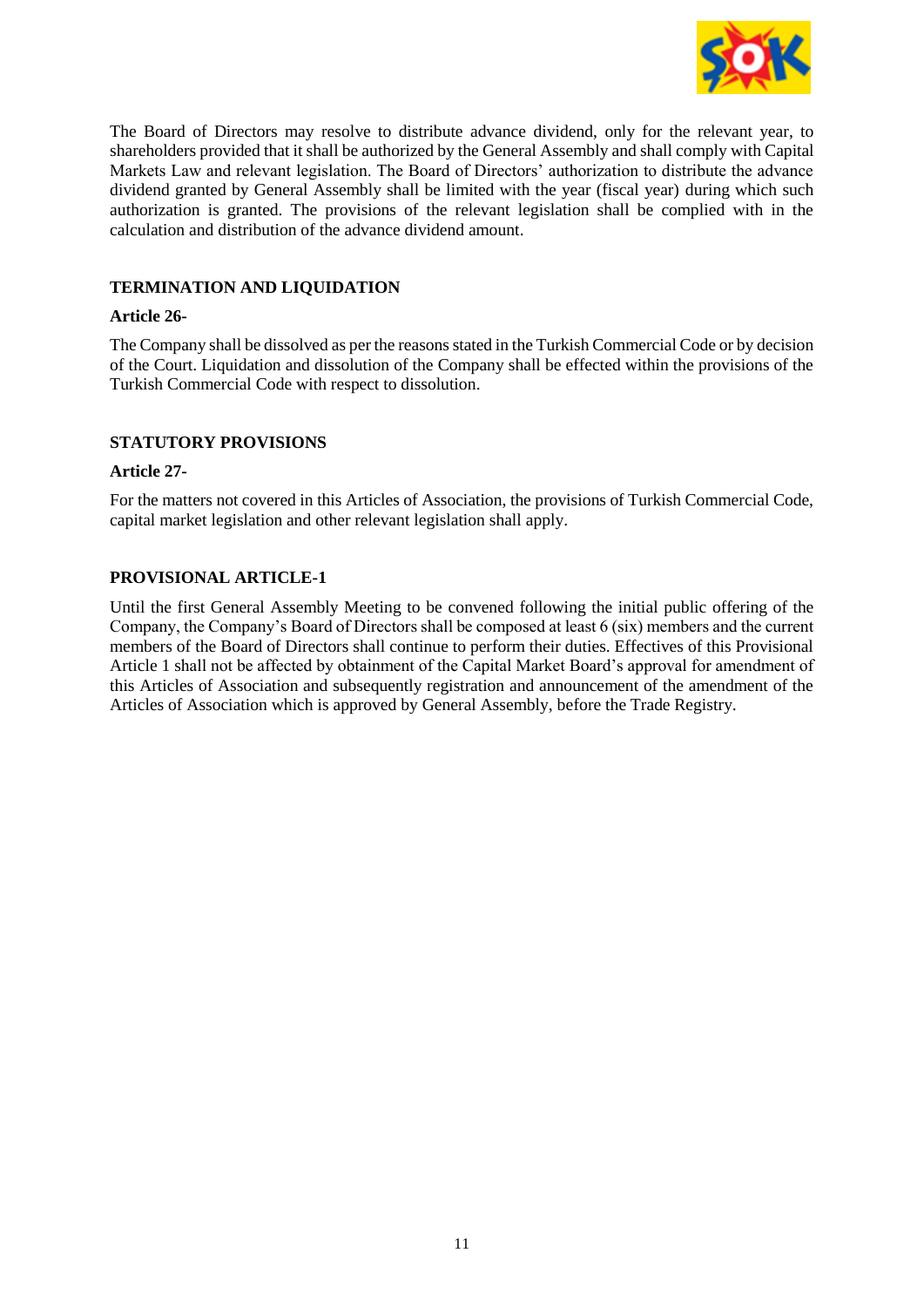The Board of Directors may resolve to distribute advance dividend, only for the relevant year, to shareholders provided that it shall be authorized by the General Assembly and shall comply with Capital Markets Law and relevant legislation. The Board of Directors' authorization to distribute the advance dividend granted by General Assembly shall be limited with the year (fiscal year) during which such authorization is granted. The provisions of the relevant legislation shall be complied with in the calculation and distribution of the advance dividend amount.

## TERMINATION AND LIQUIDATION

### Article 26-

The Company shall be dissolved as per the reasons stated in the Turkish Commercial Code or by decision of the Court. Liquidation and dissolution of the Company shall be effected within the provisions of the Turkish Commercial Code with respect to dissolution.

## STATUTORY PROVISIONS

### Article 27-

For the matters not covered in this Articles of Association, the provisions of Turkish Commercial Code, capital market legislation and other relevant legislation shall apply.

## PROVISIONAL ARTICLE-1

Until the first General Assembly Meeting to be convened following the initial public offering of the Company, the Company's Board of Directors shall be composed at least 6 (six) members and the current members of the Board of Directors shall continue to perform their duties. Effectives of this Provisional Article 1 shall not be affected by obtainment of the Capital Market Board's approval for amendment of this Articles of Association and subsequently registration and announcement of the amendment of the Articles of Association which is approved by General Assembly, before the Trade Registry.